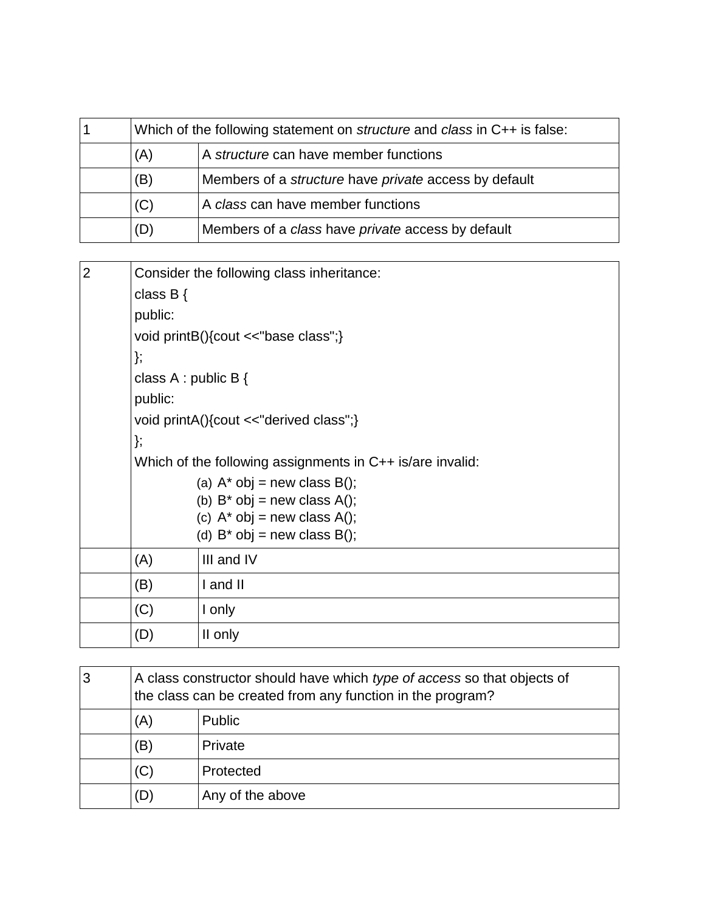| 1 | Which of the following statement on *structure* and *class* in C++ is false: | |
|---|---|---|
| | (A) | A *structure* can have member functions |
| | (B) | Members of a *structure* have *private* access by default |
| | (C) | A *class* can have member functions |
| | (D) | Members of a *class* have *private* access by default |

2 Consider the following class inheritance:

```
class B {
public:
void printB(){cout <<"base class";}
};
class A : public B {
public:
void printA(){cout <<"derived class";}
};
```

Which of the following assignments in C++ is/are invalid:

(a) A* obj = new class B();
(b) B* obj = new class A();
(c) A* obj = new class A();
(d) B* obj = new class B();

| | Option | Answer |
|---|---|---|
| | (A) | III and IV |
| | (B) | I and II |
| | (C) | I only |
| | (D) | II only |

| 3 | A class constructor should have which *type of access* so that objects of the class can be created from any function in the program? | |
|---|---|---|
| | (A) | Public |
| | (B) | Private |
| | (C) | Protected |
| | (D) | Any of the above |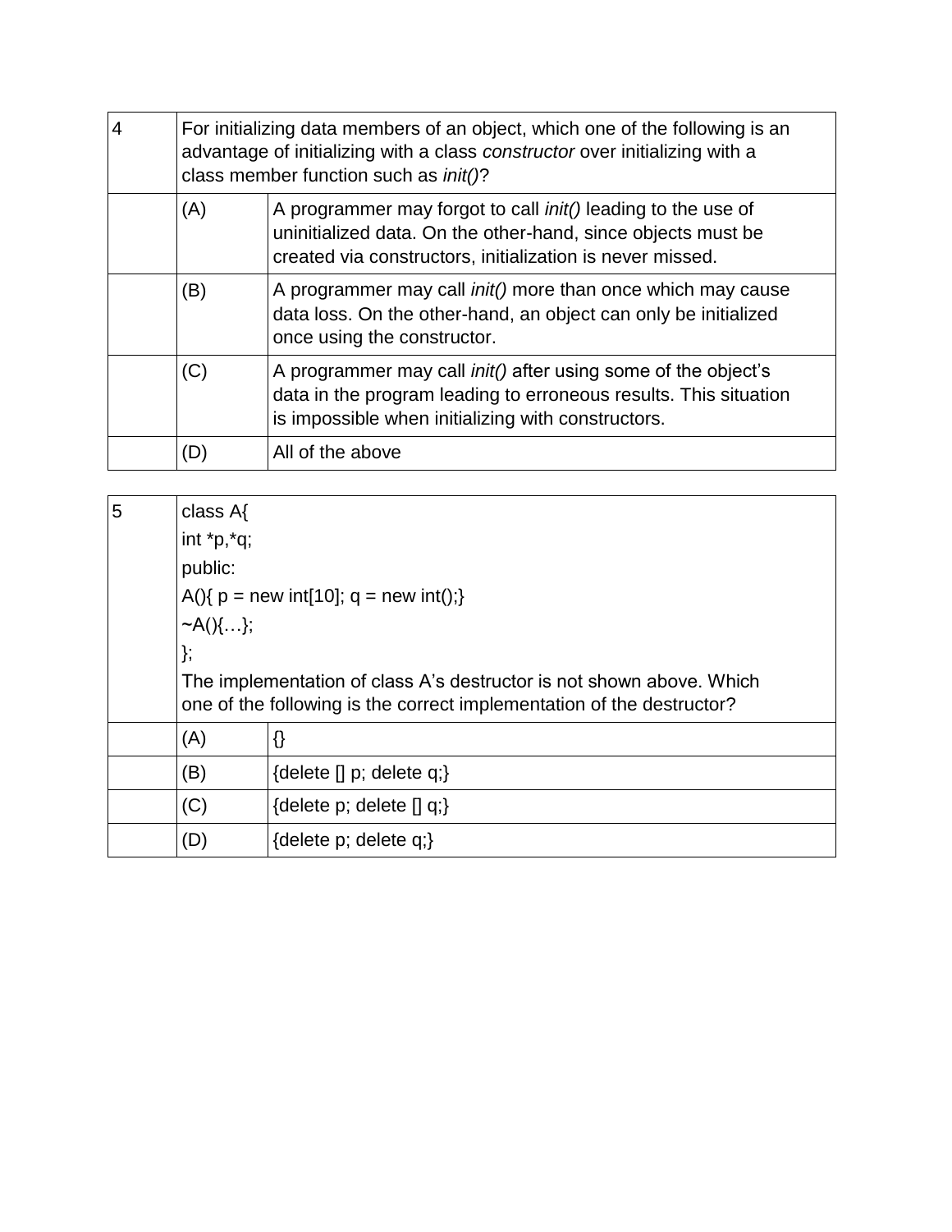| | | |
|---|---|---|
| 4 | For initializing data members of an object, which one of the following is an advantage of initializing with a class *constructor* over initializing with a class member function such as *init()*? | |
| | (A) | A programmer may forgot to call *init()* leading to the use of uninitialized data. On the other-hand, since objects must be created via constructors, initialization is never missed. |
| | (B) | A programmer may call *init()* more than once which may cause data loss. On the other-hand, an object can only be initialized once using the constructor. |
| | (C) | A programmer may call *init()* after using some of the object's data in the program leading to erroneous results. This situation is impossible when initializing with constructors. |
| | (D) | All of the above |

| | | |
|---|---|---|
| 5 | class A{<br>int *p,*q;<br>public:<br>A(){ p = new int[10]; q = new int();}<br>~A(){…};<br>};<br>The implementation of class A's destructor is not shown above. Which one of the following is the correct implementation of the destructor? | |
| | (A) | {} |
| | (B) | {delete [] p; delete q;} |
| | (C) | {delete p; delete [] q;} |
| | (D) | {delete p; delete q;} |